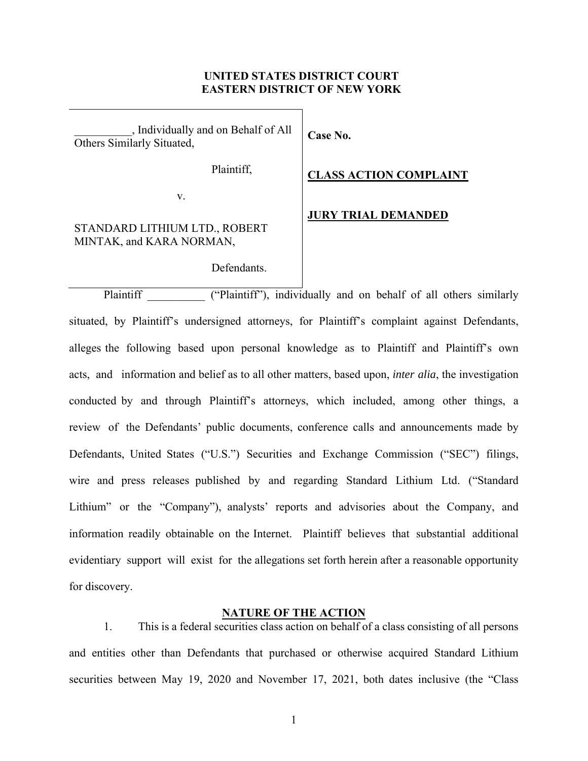**UNITED STATES DISTRICT COURT**
**EASTERN DISTRICT OF NEW YORK**

| | |
|---|---|
| __________, Individually and on Behalf of All Others Similarly Situated,<br><br>Plaintiff,<br><br>v.<br><br>STANDARD LITHIUM LTD., ROBERT MINTAK, and KARA NORMAN,<br><br>Defendants. | **Case No.**<br><br>**CLASS ACTION COMPLAINT**<br><br>**JURY TRIAL DEMANDED** |

Plaintiff __________ ("Plaintiff"), individually and on behalf of all others similarly situated, by Plaintiff's undersigned attorneys, for Plaintiff's complaint against Defendants, alleges the following based upon personal knowledge as to Plaintiff and Plaintiff's own acts, and information and belief as to all other matters, based upon, *inter alia*, the investigation conducted by and through Plaintiff's attorneys, which included, among other things, a review of the Defendants' public documents, conference calls and announcements made by Defendants, United States ("U.S.") Securities and Exchange Commission ("SEC") filings, wire and press releases published by and regarding Standard Lithium Ltd. ("Standard Lithium" or the "Company"), analysts' reports and advisories about the Company, and information readily obtainable on the Internet. Plaintiff believes that substantial additional evidentiary support will exist for the allegations set forth herein after a reasonable opportunity for discovery.

## NATURE OF THE ACTION

1. This is a federal securities class action on behalf of a class consisting of all persons and entities other than Defendants that purchased or otherwise acquired Standard Lithium securities between May 19, 2020 and November 17, 2021, both dates inclusive (the "Class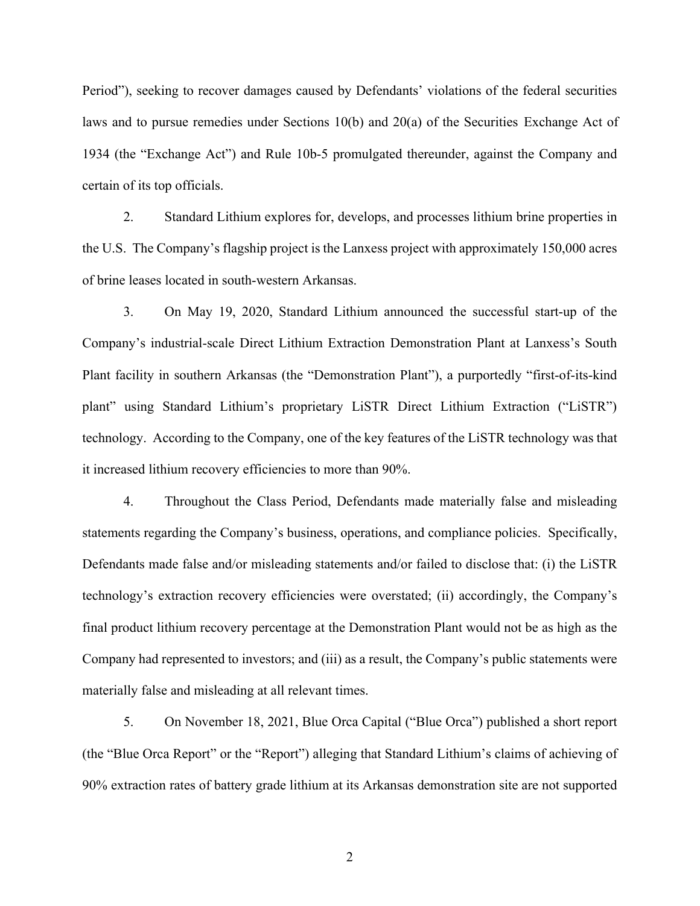Period"), seeking to recover damages caused by Defendants' violations of the federal securities laws and to pursue remedies under Sections 10(b) and 20(a) of the Securities Exchange Act of 1934 (the "Exchange Act") and Rule 10b-5 promulgated thereunder, against the Company and certain of its top officials.

2. Standard Lithium explores for, develops, and processes lithium brine properties in the U.S. The Company's flagship project is the Lanxess project with approximately 150,000 acres of brine leases located in south-western Arkansas.

3. On May 19, 2020, Standard Lithium announced the successful start-up of the Company's industrial-scale Direct Lithium Extraction Demonstration Plant at Lanxess's South Plant facility in southern Arkansas (the "Demonstration Plant"), a purportedly "first-of-its-kind plant" using Standard Lithium's proprietary LiSTR Direct Lithium Extraction ("LiSTR") technology. According to the Company, one of the key features of the LiSTR technology was that it increased lithium recovery efficiencies to more than 90%.

4. Throughout the Class Period, Defendants made materially false and misleading statements regarding the Company's business, operations, and compliance policies. Specifically, Defendants made false and/or misleading statements and/or failed to disclose that: (i) the LiSTR technology's extraction recovery efficiencies were overstated; (ii) accordingly, the Company's final product lithium recovery percentage at the Demonstration Plant would not be as high as the Company had represented to investors; and (iii) as a result, the Company's public statements were materially false and misleading at all relevant times.

5. On November 18, 2021, Blue Orca Capital ("Blue Orca") published a short report (the "Blue Orca Report" or the "Report") alleging that Standard Lithium's claims of achieving of 90% extraction rates of battery grade lithium at its Arkansas demonstration site are not supported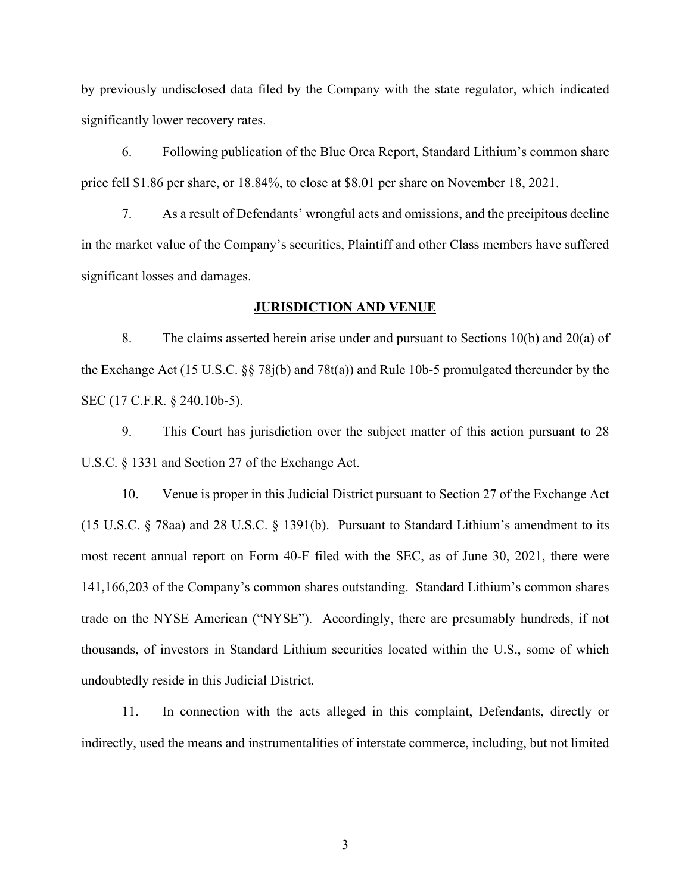by previously undisclosed data filed by the Company with the state regulator, which indicated significantly lower recovery rates.

6. Following publication of the Blue Orca Report, Standard Lithium's common share price fell $1.86 per share, or 18.84%, to close at $8.01 per share on November 18, 2021.

7. As a result of Defendants' wrongful acts and omissions, and the precipitous decline in the market value of the Company's securities, Plaintiff and other Class members have suffered significant losses and damages.

## JURISDICTION AND VENUE

8. The claims asserted herein arise under and pursuant to Sections 10(b) and 20(a) of the Exchange Act (15 U.S.C. §§ 78j(b) and 78t(a)) and Rule 10b-5 promulgated thereunder by the SEC (17 C.F.R. § 240.10b-5).

9. This Court has jurisdiction over the subject matter of this action pursuant to 28 U.S.C. § 1331 and Section 27 of the Exchange Act.

10. Venue is proper in this Judicial District pursuant to Section 27 of the Exchange Act (15 U.S.C. § 78aa) and 28 U.S.C. § 1391(b). Pursuant to Standard Lithium's amendment to its most recent annual report on Form 40-F filed with the SEC, as of June 30, 2021, there were 141,166,203 of the Company's common shares outstanding. Standard Lithium's common shares trade on the NYSE American ("NYSE"). Accordingly, there are presumably hundreds, if not thousands, of investors in Standard Lithium securities located within the U.S., some of which undoubtedly reside in this Judicial District.

11. In connection with the acts alleged in this complaint, Defendants, directly or indirectly, used the means and instrumentalities of interstate commerce, including, but not limited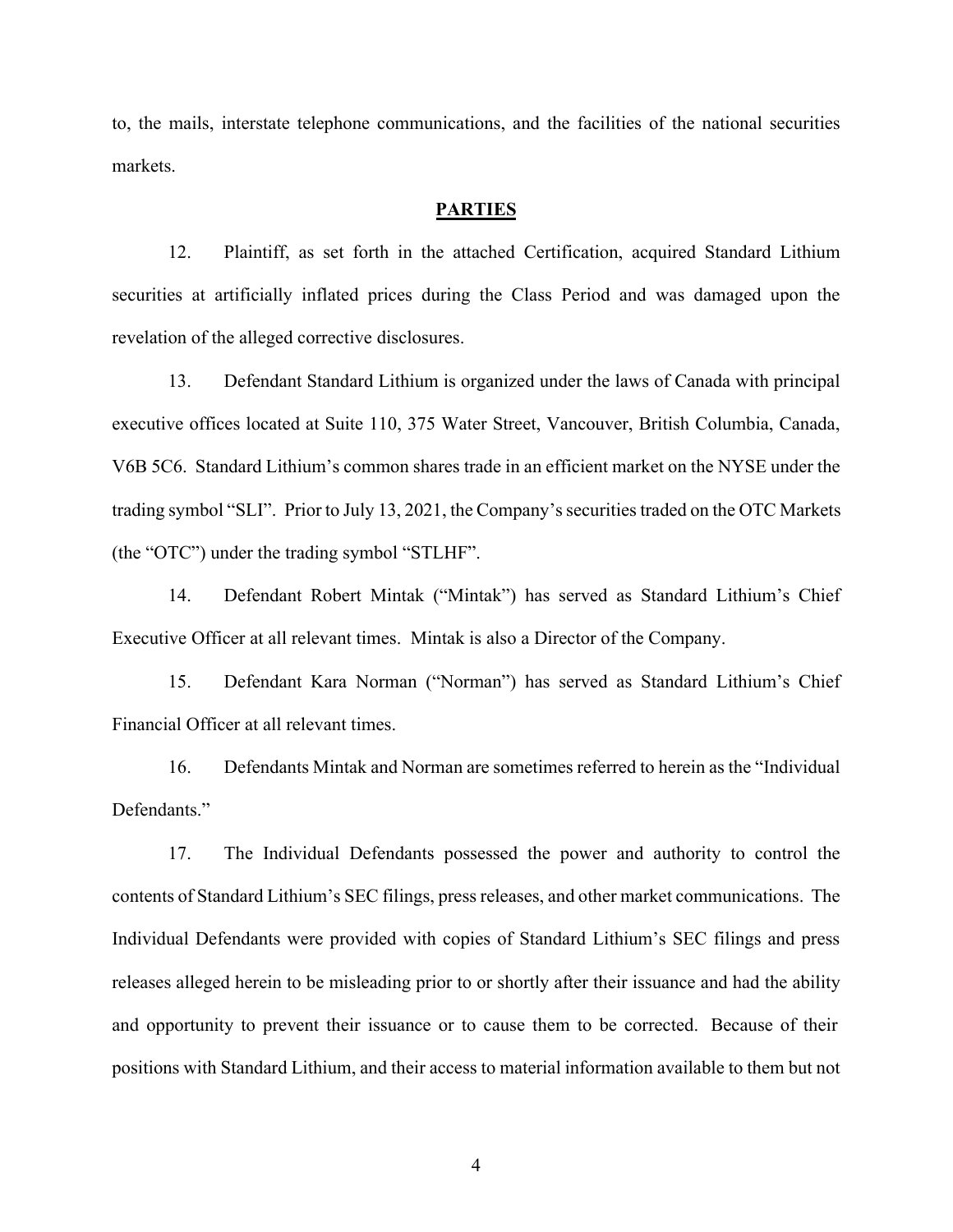to, the mails, interstate telephone communications, and the facilities of the national securities markets.

## PARTIES

12. Plaintiff, as set forth in the attached Certification, acquired Standard Lithium securities at artificially inflated prices during the Class Period and was damaged upon the revelation of the alleged corrective disclosures.

13. Defendant Standard Lithium is organized under the laws of Canada with principal executive offices located at Suite 110, 375 Water Street, Vancouver, British Columbia, Canada, V6B 5C6. Standard Lithium's common shares trade in an efficient market on the NYSE under the trading symbol "SLI". Prior to July 13, 2021, the Company's securities traded on the OTC Markets (the "OTC") under the trading symbol "STLHF".

14. Defendant Robert Mintak ("Mintak") has served as Standard Lithium's Chief Executive Officer at all relevant times. Mintak is also a Director of the Company.

15. Defendant Kara Norman ("Norman") has served as Standard Lithium's Chief Financial Officer at all relevant times.

16. Defendants Mintak and Norman are sometimes referred to herein as the "Individual Defendants."

17. The Individual Defendants possessed the power and authority to control the contents of Standard Lithium's SEC filings, press releases, and other market communications. The Individual Defendants were provided with copies of Standard Lithium's SEC filings and press releases alleged herein to be misleading prior to or shortly after their issuance and had the ability and opportunity to prevent their issuance or to cause them to be corrected. Because of their positions with Standard Lithium, and their access to material information available to them but not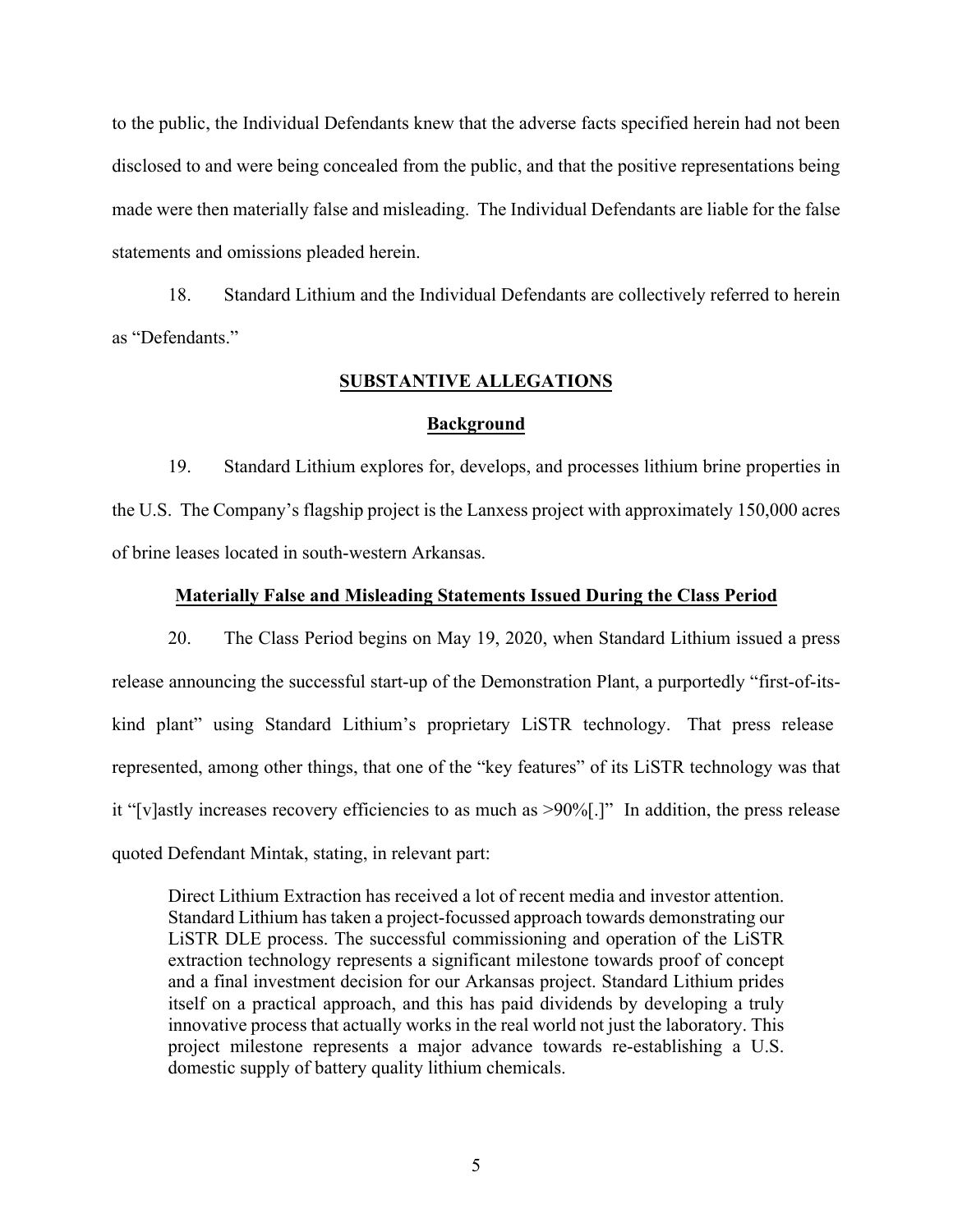to the public, the Individual Defendants knew that the adverse facts specified herein had not been disclosed to and were being concealed from the public, and that the positive representations being made were then materially false and misleading. The Individual Defendants are liable for the false statements and omissions pleaded herein.

18. Standard Lithium and the Individual Defendants are collectively referred to herein as "Defendants."

## SUBSTANTIVE ALLEGATIONS

### Background

19. Standard Lithium explores for, develops, and processes lithium brine properties in the U.S. The Company's flagship project is the Lanxess project with approximately 150,000 acres of brine leases located in south-western Arkansas.

### Materially False and Misleading Statements Issued During the Class Period

20. The Class Period begins on May 19, 2020, when Standard Lithium issued a press release announcing the successful start-up of the Demonstration Plant, a purportedly "first-of-its-kind plant" using Standard Lithium's proprietary LiSTR technology. That press release represented, among other things, that one of the "key features" of its LiSTR technology was that it "[v]astly increases recovery efficiencies to as much as >90%[.]" In addition, the press release quoted Defendant Mintak, stating, in relevant part:

> Direct Lithium Extraction has received a lot of recent media and investor attention. Standard Lithium has taken a project-focussed approach towards demonstrating our LiSTR DLE process. The successful commissioning and operation of the LiSTR extraction technology represents a significant milestone towards proof of concept and a final investment decision for our Arkansas project. Standard Lithium prides itself on a practical approach, and this has paid dividends by developing a truly innovative process that actually works in the real world not just the laboratory. This project milestone represents a major advance towards re-establishing a U.S. domestic supply of battery quality lithium chemicals.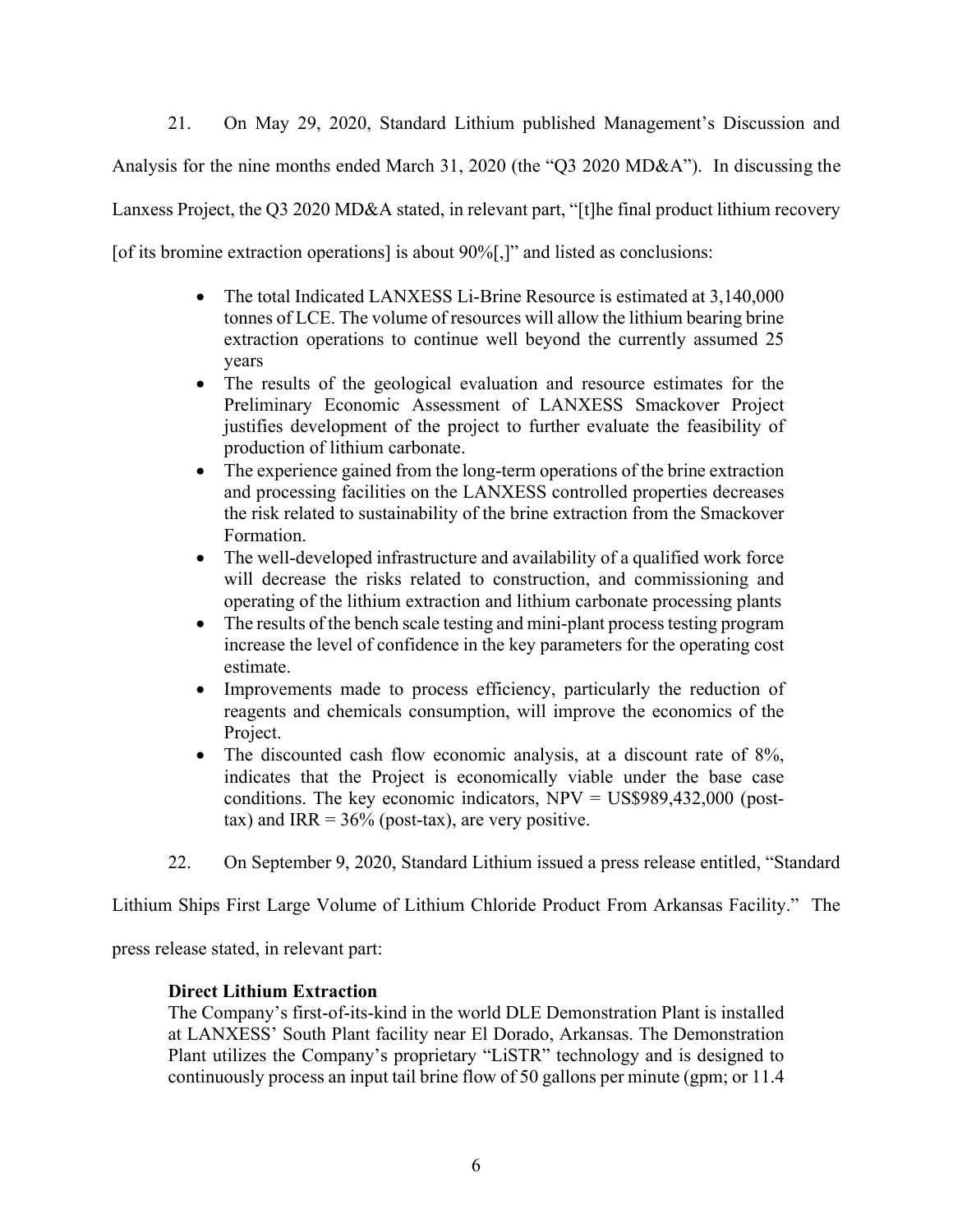21. On May 29, 2020, Standard Lithium published Management's Discussion and Analysis for the nine months ended March 31, 2020 (the "Q3 2020 MD&A"). In discussing the Lanxess Project, the Q3 2020 MD&A stated, in relevant part, "[t]he final product lithium recovery [of its bromine extraction operations] is about 90%[,]" and listed as conclusions:

> - The total Indicated LANXESS Li-Brine Resource is estimated at 3,140,000 tonnes of LCE. The volume of resources will allow the lithium bearing brine extraction operations to continue well beyond the currently assumed 25 years
> - The results of the geological evaluation and resource estimates for the Preliminary Economic Assessment of LANXESS Smackover Project justifies development of the project to further evaluate the feasibility of production of lithium carbonate.
> - The experience gained from the long-term operations of the brine extraction and processing facilities on the LANXESS controlled properties decreases the risk related to sustainability of the brine extraction from the Smackover Formation.
> - The well-developed infrastructure and availability of a qualified work force will decrease the risks related to construction, and commissioning and operating of the lithium extraction and lithium carbonate processing plants
> - The results of the bench scale testing and mini-plant process testing program increase the level of confidence in the key parameters for the operating cost estimate.
> - Improvements made to process efficiency, particularly the reduction of reagents and chemicals consumption, will improve the economics of the Project.
> - The discounted cash flow economic analysis, at a discount rate of 8%, indicates that the Project is economically viable under the base case conditions. The key economic indicators, NPV = US$989,432,000 (post-tax) and IRR = 36% (post-tax), are very positive.

22. On September 9, 2020, Standard Lithium issued a press release entitled, "Standard Lithium Ships First Large Volume of Lithium Chloride Product From Arkansas Facility." The press release stated, in relevant part:

> **Direct Lithium Extraction**
>
> The Company's first-of-its-kind in the world DLE Demonstration Plant is installed at LANXESS' South Plant facility near El Dorado, Arkansas. The Demonstration Plant utilizes the Company's proprietary "LiSTR" technology and is designed to continuously process an input tail brine flow of 50 gallons per minute (gpm; or 11.4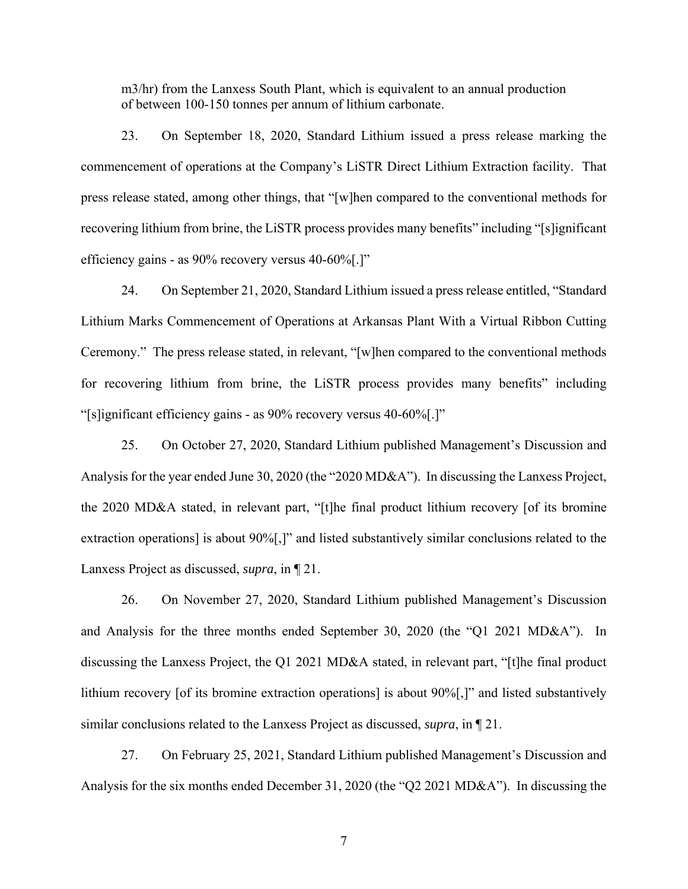m3/hr) from the Lanxess South Plant, which is equivalent to an annual production of between 100-150 tonnes per annum of lithium carbonate.

23. On September 18, 2020, Standard Lithium issued a press release marking the commencement of operations at the Company's LiSTR Direct Lithium Extraction facility. That press release stated, among other things, that "[w]hen compared to the conventional methods for recovering lithium from brine, the LiSTR process provides many benefits" including "[s]ignificant efficiency gains - as 90% recovery versus 40-60%[.]"

24. On September 21, 2020, Standard Lithium issued a press release entitled, "Standard Lithium Marks Commencement of Operations at Arkansas Plant With a Virtual Ribbon Cutting Ceremony." The press release stated, in relevant, "[w]hen compared to the conventional methods for recovering lithium from brine, the LiSTR process provides many benefits" including "[s]ignificant efficiency gains - as 90% recovery versus 40-60%[.]"

25. On October 27, 2020, Standard Lithium published Management's Discussion and Analysis for the year ended June 30, 2020 (the "2020 MD&A"). In discussing the Lanxess Project, the 2020 MD&A stated, in relevant part, "[t]he final product lithium recovery [of its bromine extraction operations] is about 90%[,]" and listed substantively similar conclusions related to the Lanxess Project as discussed, *supra*, in ¶ 21.

26. On November 27, 2020, Standard Lithium published Management's Discussion and Analysis for the three months ended September 30, 2020 (the "Q1 2021 MD&A"). In discussing the Lanxess Project, the Q1 2021 MD&A stated, in relevant part, "[t]he final product lithium recovery [of its bromine extraction operations] is about 90%[,]" and listed substantively similar conclusions related to the Lanxess Project as discussed, *supra*, in ¶ 21.

27. On February 25, 2021, Standard Lithium published Management's Discussion and Analysis for the six months ended December 31, 2020 (the "Q2 2021 MD&A"). In discussing the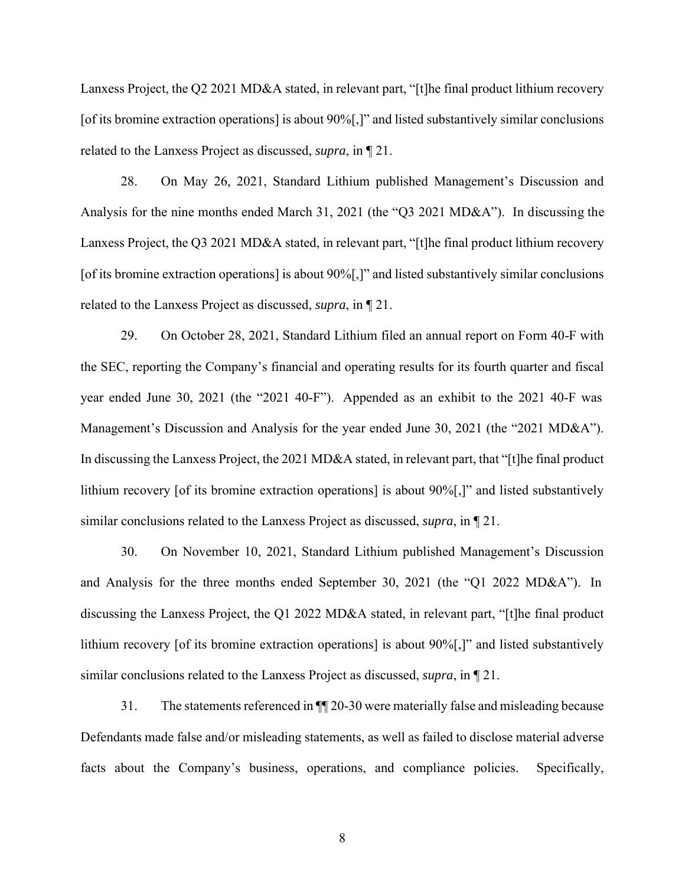Lanxess Project, the Q2 2021 MD&A stated, in relevant part, "[t]he final product lithium recovery [of its bromine extraction operations] is about 90%[,]" and listed substantively similar conclusions related to the Lanxess Project as discussed, *supra*, in ¶ 21.

28. On May 26, 2021, Standard Lithium published Management's Discussion and Analysis for the nine months ended March 31, 2021 (the "Q3 2021 MD&A"). In discussing the Lanxess Project, the Q3 2021 MD&A stated, in relevant part, "[t]he final product lithium recovery [of its bromine extraction operations] is about 90%[,]" and listed substantively similar conclusions related to the Lanxess Project as discussed, *supra*, in ¶ 21.

29. On October 28, 2021, Standard Lithium filed an annual report on Form 40-F with the SEC, reporting the Company's financial and operating results for its fourth quarter and fiscal year ended June 30, 2021 (the "2021 40-F"). Appended as an exhibit to the 2021 40-F was Management's Discussion and Analysis for the year ended June 30, 2021 (the "2021 MD&A"). In discussing the Lanxess Project, the 2021 MD&A stated, in relevant part, that "[t]he final product lithium recovery [of its bromine extraction operations] is about 90%[,]" and listed substantively similar conclusions related to the Lanxess Project as discussed, *supra*, in ¶ 21.

30. On November 10, 2021, Standard Lithium published Management's Discussion and Analysis for the three months ended September 30, 2021 (the "Q1 2022 MD&A"). In discussing the Lanxess Project, the Q1 2022 MD&A stated, in relevant part, "[t]he final product lithium recovery [of its bromine extraction operations] is about 90%[,]" and listed substantively similar conclusions related to the Lanxess Project as discussed, *supra*, in ¶ 21.

31. The statements referenced in ¶¶ 20-30 were materially false and misleading because Defendants made false and/or misleading statements, as well as failed to disclose material adverse facts about the Company's business, operations, and compliance policies. Specifically,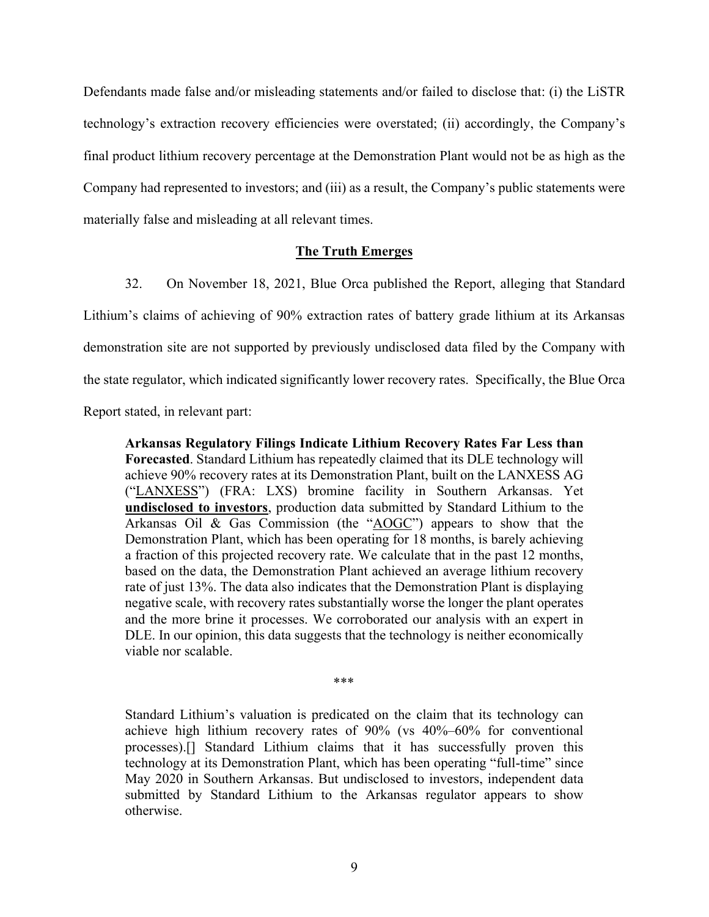Defendants made false and/or misleading statements and/or failed to disclose that: (i) the LiSTR technology's extraction recovery efficiencies were overstated; (ii) accordingly, the Company's final product lithium recovery percentage at the Demonstration Plant would not be as high as the Company had represented to investors; and (iii) as a result, the Company's public statements were materially false and misleading at all relevant times.

## <u>The Truth Emerges</u>

32. On November 18, 2021, Blue Orca published the Report, alleging that Standard Lithium's claims of achieving of 90% extraction rates of battery grade lithium at its Arkansas demonstration site are not supported by previously undisclosed data filed by the Company with the state regulator, which indicated significantly lower recovery rates. Specifically, the Blue Orca Report stated, in relevant part:

> **Arkansas Regulatory Filings Indicate Lithium Recovery Rates Far Less than Forecasted**. Standard Lithium has repeatedly claimed that its DLE technology will achieve 90% recovery rates at its Demonstration Plant, built on the LANXESS AG ("<u>LANXESS</u>") (FRA: LXS) bromine facility in Southern Arkansas. Yet **<u>undisclosed to investors</u>**, production data submitted by Standard Lithium to the Arkansas Oil & Gas Commission (the "<u>AOGC</u>") appears to show that the Demonstration Plant, which has been operating for 18 months, is barely achieving a fraction of this projected recovery rate. We calculate that in the past 12 months, based on the data, the Demonstration Plant achieved an average lithium recovery rate of just 13%. The data also indicates that the Demonstration Plant is displaying negative scale, with recovery rates substantially worse the longer the plant operates and the more brine it processes. We corroborated our analysis with an expert in DLE. In our opinion, this data suggests that the technology is neither economically viable nor scalable.
>
> \*\*\*
>
> Standard Lithium's valuation is predicated on the claim that its technology can achieve high lithium recovery rates of 90% (vs 40%–60% for conventional processes).[] Standard Lithium claims that it has successfully proven this technology at its Demonstration Plant, which has been operating "full-time" since May 2020 in Southern Arkansas. But undisclosed to investors, independent data submitted by Standard Lithium to the Arkansas regulator appears to show otherwise.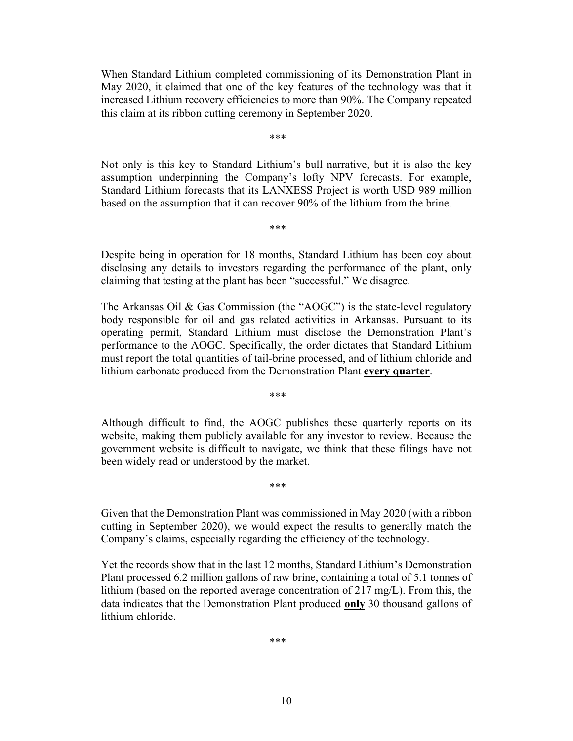When Standard Lithium completed commissioning of its Demonstration Plant in May 2020, it claimed that one of the key features of the technology was that it increased Lithium recovery efficiencies to more than 90%. The Company repeated this claim at its ribbon cutting ceremony in September 2020.

***

Not only is this key to Standard Lithium's bull narrative, but it is also the key assumption underpinning the Company's lofty NPV forecasts. For example, Standard Lithium forecasts that its LANXESS Project is worth USD 989 million based on the assumption that it can recover 90% of the lithium from the brine.

***

Despite being in operation for 18 months, Standard Lithium has been coy about disclosing any details to investors regarding the performance of the plant, only claiming that testing at the plant has been "successful." We disagree.

The Arkansas Oil & Gas Commission (the "AOGC") is the state-level regulatory body responsible for oil and gas related activities in Arkansas. Pursuant to its operating permit, Standard Lithium must disclose the Demonstration Plant's performance to the AOGC. Specifically, the order dictates that Standard Lithium must report the total quantities of tail-brine processed, and of lithium chloride and lithium carbonate produced from the Demonstration Plant **every quarter**.

***

Although difficult to find, the AOGC publishes these quarterly reports on its website, making them publicly available for any investor to review. Because the government website is difficult to navigate, we think that these filings have not been widely read or understood by the market.

***

Given that the Demonstration Plant was commissioned in May 2020 (with a ribbon cutting in September 2020), we would expect the results to generally match the Company's claims, especially regarding the efficiency of the technology.

Yet the records show that in the last 12 months, Standard Lithium's Demonstration Plant processed 6.2 million gallons of raw brine, containing a total of 5.1 tonnes of lithium (based on the reported average concentration of 217 mg/L). From this, the data indicates that the Demonstration Plant produced **only** 30 thousand gallons of lithium chloride.

***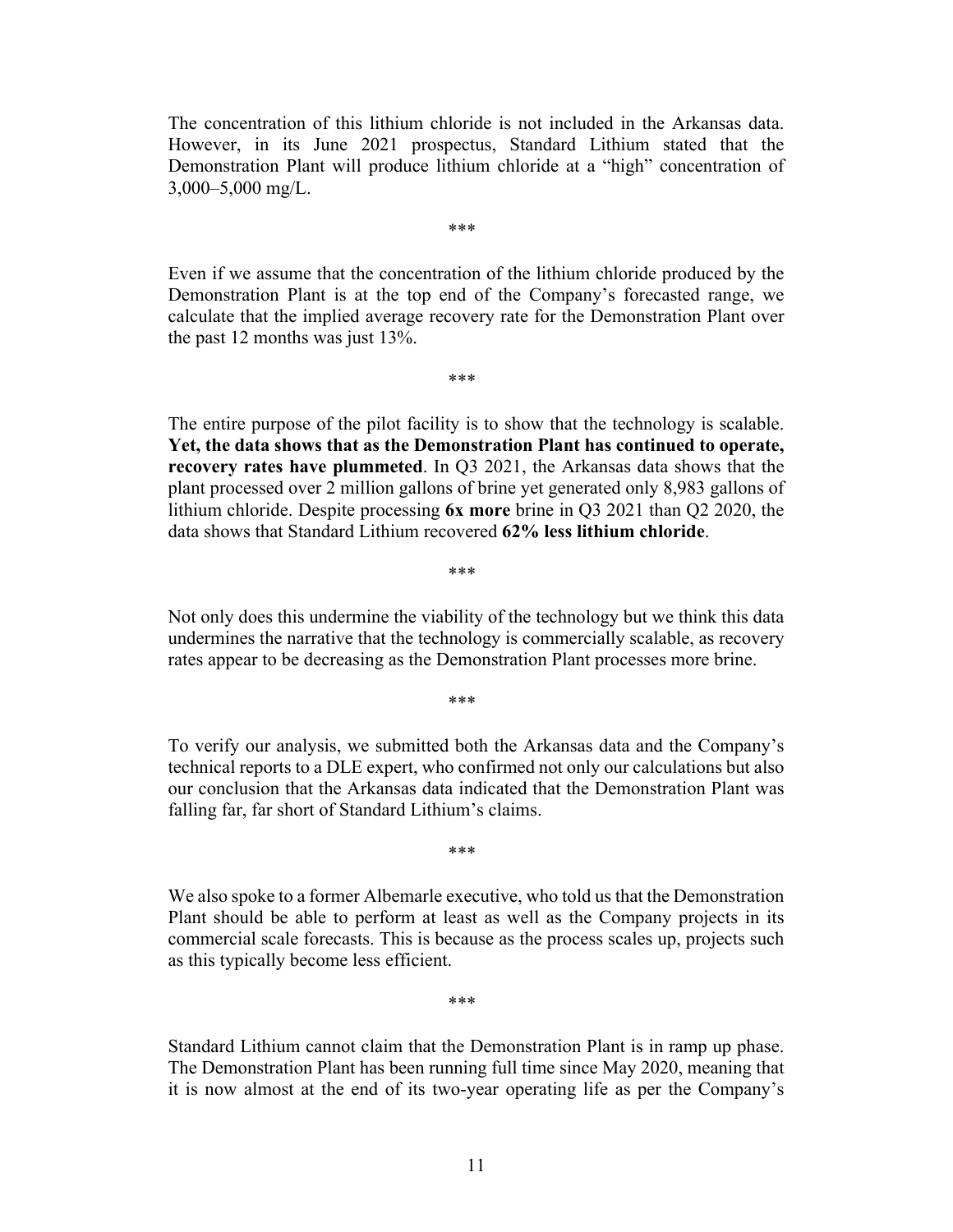The concentration of this lithium chloride is not included in the Arkansas data. However, in its June 2021 prospectus, Standard Lithium stated that the Demonstration Plant will produce lithium chloride at a "high" concentration of 3,000–5,000 mg/L.

***

Even if we assume that the concentration of the lithium chloride produced by the Demonstration Plant is at the top end of the Company's forecasted range, we calculate that the implied average recovery rate for the Demonstration Plant over the past 12 months was just 13%.

***

The entire purpose of the pilot facility is to show that the technology is scalable. **Yet, the data shows that as the Demonstration Plant has continued to operate, recovery rates have plummeted**. In Q3 2021, the Arkansas data shows that the plant processed over 2 million gallons of brine yet generated only 8,983 gallons of lithium chloride. Despite processing **6x more** brine in Q3 2021 than Q2 2020, the data shows that Standard Lithium recovered **62% less lithium chloride**.

***

Not only does this undermine the viability of the technology but we think this data undermines the narrative that the technology is commercially scalable, as recovery rates appear to be decreasing as the Demonstration Plant processes more brine.

***

To verify our analysis, we submitted both the Arkansas data and the Company's technical reports to a DLE expert, who confirmed not only our calculations but also our conclusion that the Arkansas data indicated that the Demonstration Plant was falling far, far short of Standard Lithium's claims.

***

We also spoke to a former Albemarle executive, who told us that the Demonstration Plant should be able to perform at least as well as the Company projects in its commercial scale forecasts. This is because as the process scales up, projects such as this typically become less efficient.

***

Standard Lithium cannot claim that the Demonstration Plant is in ramp up phase. The Demonstration Plant has been running full time since May 2020, meaning that it is now almost at the end of its two-year operating life as per the Company's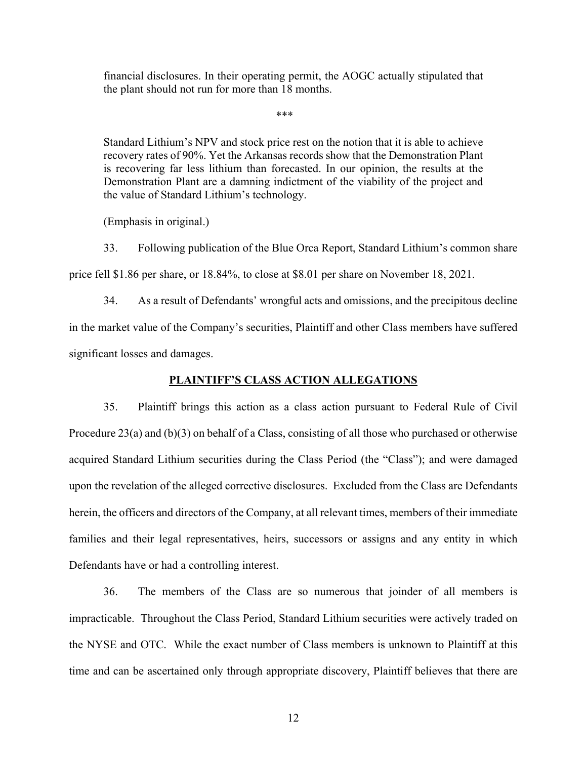> financial disclosures. In their operating permit, the AOGC actually stipulated that the plant should not run for more than 18 months.
>
> \*\*\*
>
> Standard Lithium's NPV and stock price rest on the notion that it is able to achieve recovery rates of 90%. Yet the Arkansas records show that the Demonstration Plant is recovering far less lithium than forecasted. In our opinion, the results at the Demonstration Plant are a damning indictment of the viability of the project and the value of Standard Lithium's technology.
>
> (Emphasis in original.)

33. Following publication of the Blue Orca Report, Standard Lithium's common share price fell $1.86 per share, or 18.84%, to close at $8.01 per share on November 18, 2021.

34. As a result of Defendants' wrongful acts and omissions, and the precipitous decline in the market value of the Company's securities, Plaintiff and other Class members have suffered significant losses and damages.

## PLAINTIFF'S CLASS ACTION ALLEGATIONS

35. Plaintiff brings this action as a class action pursuant to Federal Rule of Civil Procedure 23(a) and (b)(3) on behalf of a Class, consisting of all those who purchased or otherwise acquired Standard Lithium securities during the Class Period (the "Class"); and were damaged upon the revelation of the alleged corrective disclosures. Excluded from the Class are Defendants herein, the officers and directors of the Company, at all relevant times, members of their immediate families and their legal representatives, heirs, successors or assigns and any entity in which Defendants have or had a controlling interest.

36. The members of the Class are so numerous that joinder of all members is impracticable. Throughout the Class Period, Standard Lithium securities were actively traded on the NYSE and OTC. While the exact number of Class members is unknown to Plaintiff at this time and can be ascertained only through appropriate discovery, Plaintiff believes that there are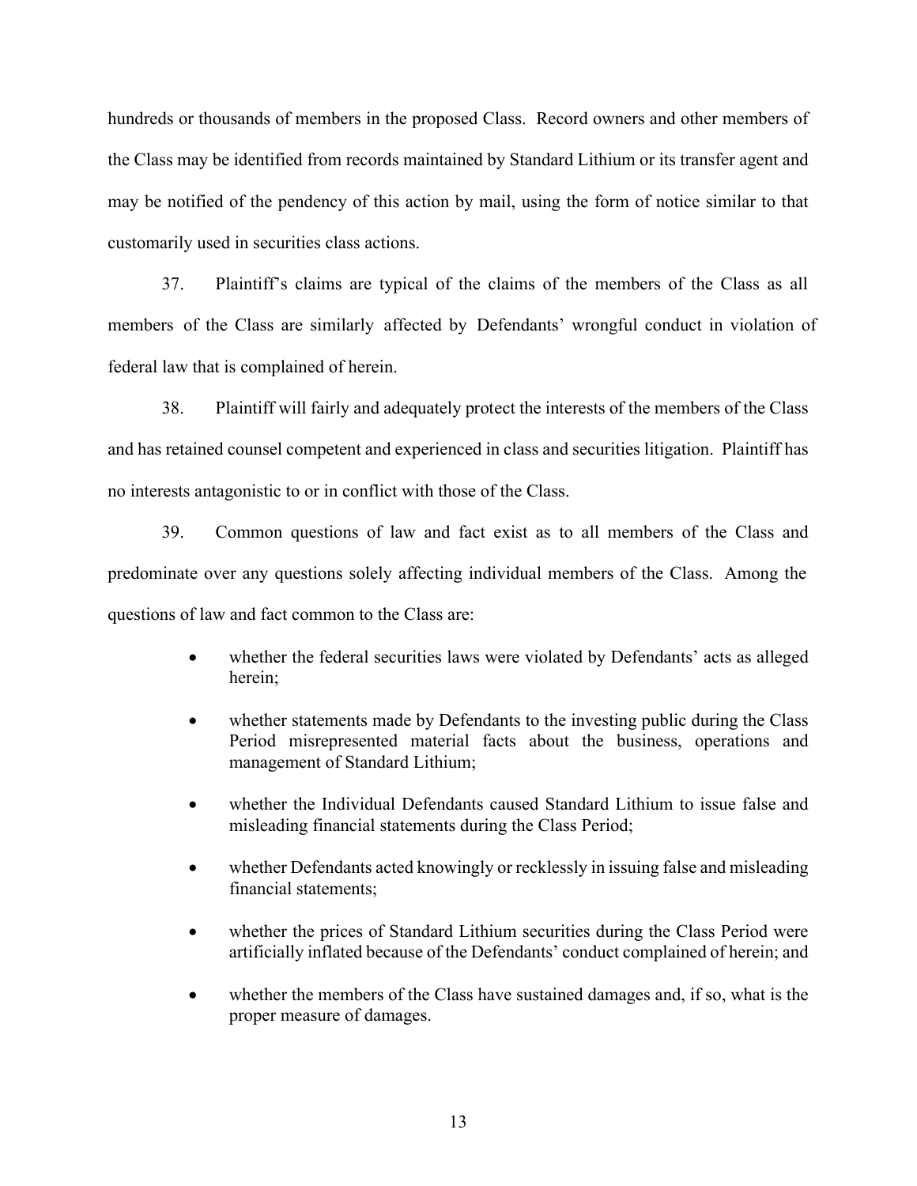hundreds or thousands of members in the proposed Class. Record owners and other members of the Class may be identified from records maintained by Standard Lithium or its transfer agent and may be notified of the pendency of this action by mail, using the form of notice similar to that customarily used in securities class actions.

37. Plaintiff's claims are typical of the claims of the members of the Class as all members of the Class are similarly affected by Defendants' wrongful conduct in violation of federal law that is complained of herein.

38. Plaintiff will fairly and adequately protect the interests of the members of the Class and has retained counsel competent and experienced in class and securities litigation. Plaintiff has no interests antagonistic to or in conflict with those of the Class.

39. Common questions of law and fact exist as to all members of the Class and predominate over any questions solely affecting individual members of the Class. Among the questions of law and fact common to the Class are:

- whether the federal securities laws were violated by Defendants' acts as alleged herein;
- whether statements made by Defendants to the investing public during the Class Period misrepresented material facts about the business, operations and management of Standard Lithium;
- whether the Individual Defendants caused Standard Lithium to issue false and misleading financial statements during the Class Period;
- whether Defendants acted knowingly or recklessly in issuing false and misleading financial statements;
- whether the prices of Standard Lithium securities during the Class Period were artificially inflated because of the Defendants' conduct complained of herein; and
- whether the members of the Class have sustained damages and, if so, what is the proper measure of damages.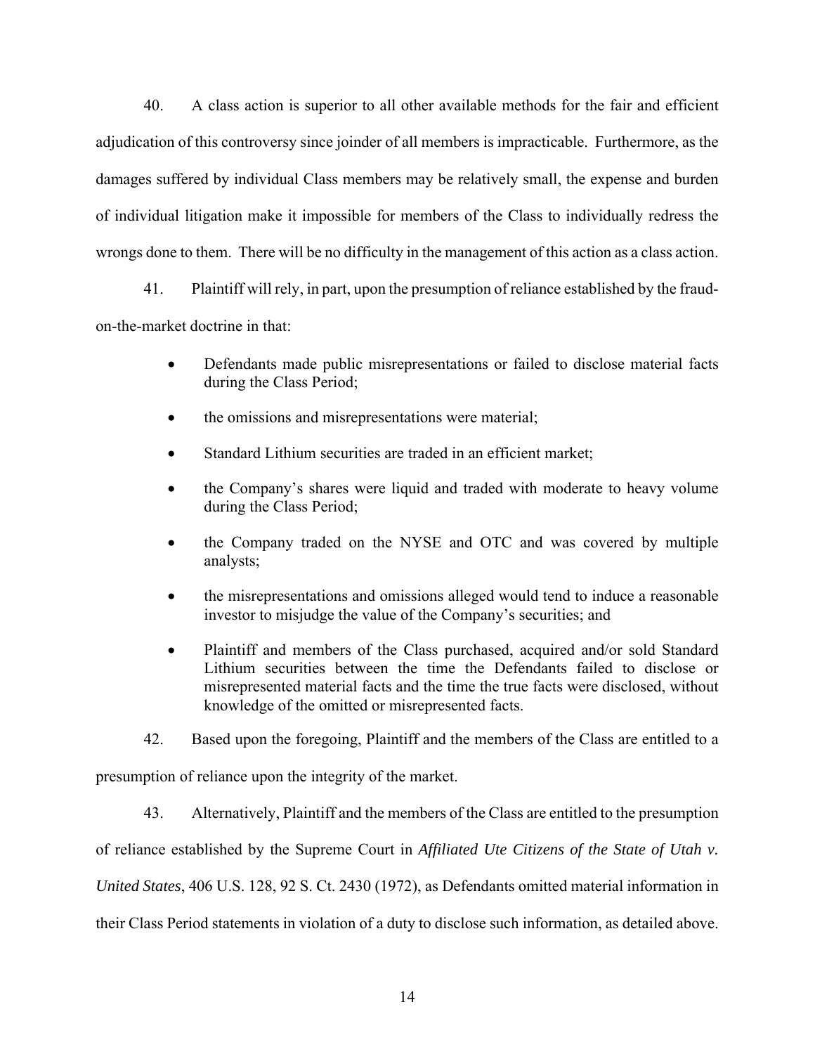40. A class action is superior to all other available methods for the fair and efficient adjudication of this controversy since joinder of all members is impracticable. Furthermore, as the damages suffered by individual Class members may be relatively small, the expense and burden of individual litigation make it impossible for members of the Class to individually redress the wrongs done to them. There will be no difficulty in the management of this action as a class action.

41. Plaintiff will rely, in part, upon the presumption of reliance established by the fraud-on-the-market doctrine in that:

- Defendants made public misrepresentations or failed to disclose material facts during the Class Period;
- the omissions and misrepresentations were material;
- Standard Lithium securities are traded in an efficient market;
- the Company's shares were liquid and traded with moderate to heavy volume during the Class Period;
- the Company traded on the NYSE and OTC and was covered by multiple analysts;
- the misrepresentations and omissions alleged would tend to induce a reasonable investor to misjudge the value of the Company's securities; and
- Plaintiff and members of the Class purchased, acquired and/or sold Standard Lithium securities between the time the Defendants failed to disclose or misrepresented material facts and the time the true facts were disclosed, without knowledge of the omitted or misrepresented facts.

42. Based upon the foregoing, Plaintiff and the members of the Class are entitled to a presumption of reliance upon the integrity of the market.

43. Alternatively, Plaintiff and the members of the Class are entitled to the presumption of reliance established by the Supreme Court in *Affiliated Ute Citizens of the State of Utah v. United States*, 406 U.S. 128, 92 S. Ct. 2430 (1972), as Defendants omitted material information in their Class Period statements in violation of a duty to disclose such information, as detailed above.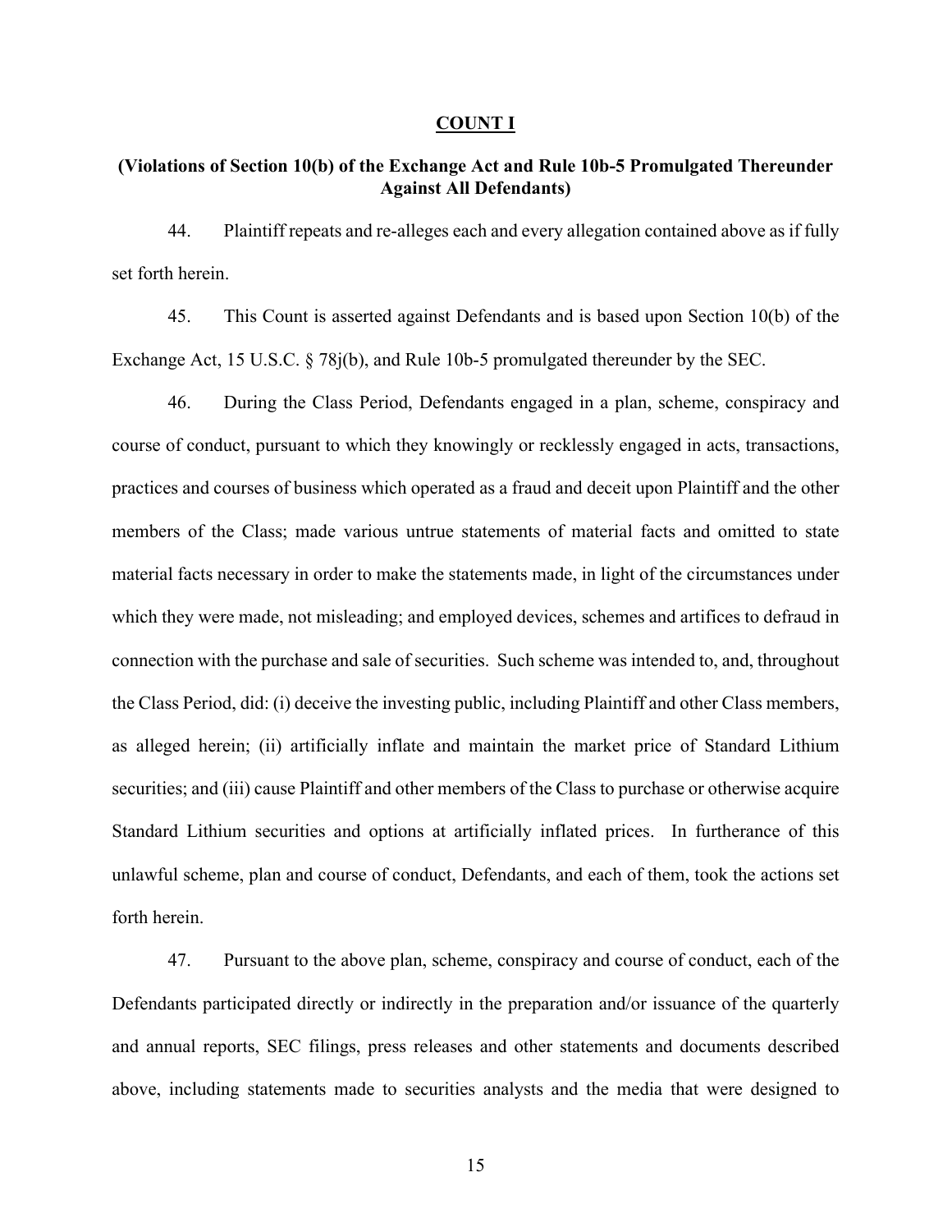**COUNT I**

**(Violations of Section 10(b) of the Exchange Act and Rule 10b-5 Promulgated Thereunder Against All Defendants)**

44. Plaintiff repeats and re-alleges each and every allegation contained above as if fully set forth herein.

45. This Count is asserted against Defendants and is based upon Section 10(b) of the Exchange Act, 15 U.S.C. § 78j(b), and Rule 10b-5 promulgated thereunder by the SEC.

46. During the Class Period, Defendants engaged in a plan, scheme, conspiracy and course of conduct, pursuant to which they knowingly or recklessly engaged in acts, transactions, practices and courses of business which operated as a fraud and deceit upon Plaintiff and the other members of the Class; made various untrue statements of material facts and omitted to state material facts necessary in order to make the statements made, in light of the circumstances under which they were made, not misleading; and employed devices, schemes and artifices to defraud in connection with the purchase and sale of securities. Such scheme was intended to, and, throughout the Class Period, did: (i) deceive the investing public, including Plaintiff and other Class members, as alleged herein; (ii) artificially inflate and maintain the market price of Standard Lithium securities; and (iii) cause Plaintiff and other members of the Class to purchase or otherwise acquire Standard Lithium securities and options at artificially inflated prices. In furtherance of this unlawful scheme, plan and course of conduct, Defendants, and each of them, took the actions set forth herein.

47. Pursuant to the above plan, scheme, conspiracy and course of conduct, each of the Defendants participated directly or indirectly in the preparation and/or issuance of the quarterly and annual reports, SEC filings, press releases and other statements and documents described above, including statements made to securities analysts and the media that were designed to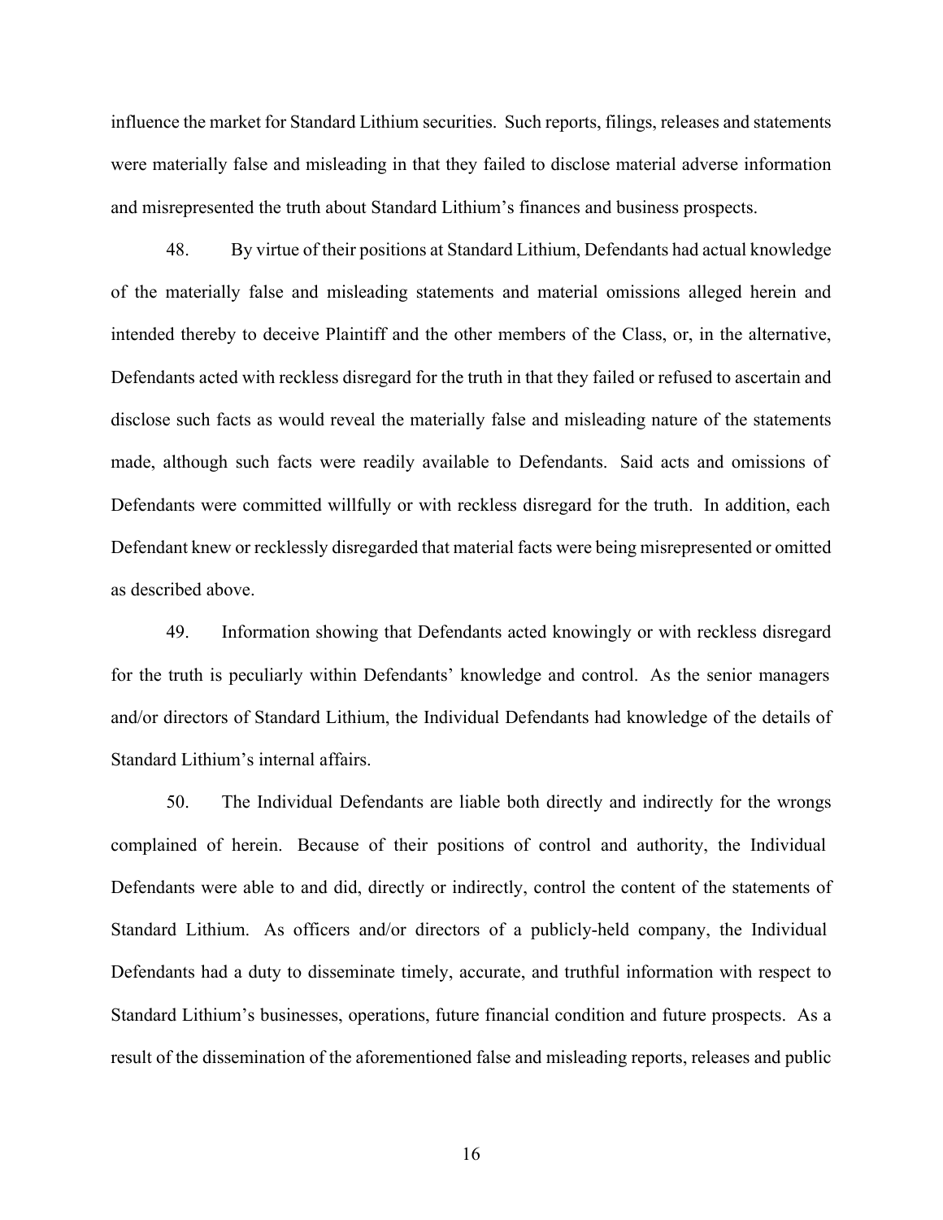influence the market for Standard Lithium securities. Such reports, filings, releases and statements were materially false and misleading in that they failed to disclose material adverse information and misrepresented the truth about Standard Lithium's finances and business prospects.

48. By virtue of their positions at Standard Lithium, Defendants had actual knowledge of the materially false and misleading statements and material omissions alleged herein and intended thereby to deceive Plaintiff and the other members of the Class, or, in the alternative, Defendants acted with reckless disregard for the truth in that they failed or refused to ascertain and disclose such facts as would reveal the materially false and misleading nature of the statements made, although such facts were readily available to Defendants. Said acts and omissions of Defendants were committed willfully or with reckless disregard for the truth. In addition, each Defendant knew or recklessly disregarded that material facts were being misrepresented or omitted as described above.

49. Information showing that Defendants acted knowingly or with reckless disregard for the truth is peculiarly within Defendants' knowledge and control. As the senior managers and/or directors of Standard Lithium, the Individual Defendants had knowledge of the details of Standard Lithium's internal affairs.

50. The Individual Defendants are liable both directly and indirectly for the wrongs complained of herein. Because of their positions of control and authority, the Individual Defendants were able to and did, directly or indirectly, control the content of the statements of Standard Lithium. As officers and/or directors of a publicly-held company, the Individual Defendants had a duty to disseminate timely, accurate, and truthful information with respect to Standard Lithium's businesses, operations, future financial condition and future prospects. As a result of the dissemination of the aforementioned false and misleading reports, releases and public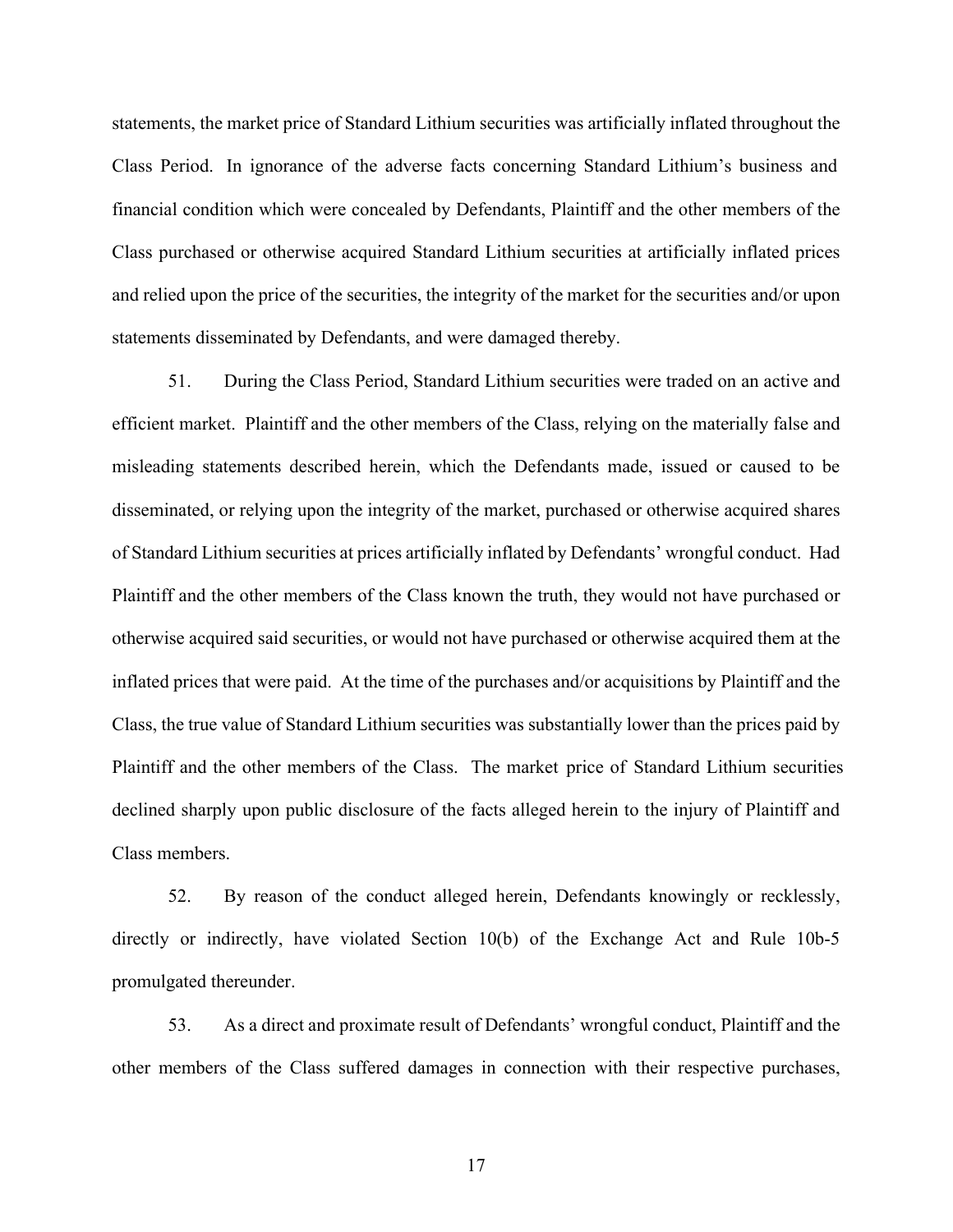statements, the market price of Standard Lithium securities was artificially inflated throughout the Class Period. In ignorance of the adverse facts concerning Standard Lithium's business and financial condition which were concealed by Defendants, Plaintiff and the other members of the Class purchased or otherwise acquired Standard Lithium securities at artificially inflated prices and relied upon the price of the securities, the integrity of the market for the securities and/or upon statements disseminated by Defendants, and were damaged thereby.

51. During the Class Period, Standard Lithium securities were traded on an active and efficient market. Plaintiff and the other members of the Class, relying on the materially false and misleading statements described herein, which the Defendants made, issued or caused to be disseminated, or relying upon the integrity of the market, purchased or otherwise acquired shares of Standard Lithium securities at prices artificially inflated by Defendants' wrongful conduct. Had Plaintiff and the other members of the Class known the truth, they would not have purchased or otherwise acquired said securities, or would not have purchased or otherwise acquired them at the inflated prices that were paid. At the time of the purchases and/or acquisitions by Plaintiff and the Class, the true value of Standard Lithium securities was substantially lower than the prices paid by Plaintiff and the other members of the Class. The market price of Standard Lithium securities declined sharply upon public disclosure of the facts alleged herein to the injury of Plaintiff and Class members.

52. By reason of the conduct alleged herein, Defendants knowingly or recklessly, directly or indirectly, have violated Section 10(b) of the Exchange Act and Rule 10b-5 promulgated thereunder.

53. As a direct and proximate result of Defendants' wrongful conduct, Plaintiff and the other members of the Class suffered damages in connection with their respective purchases,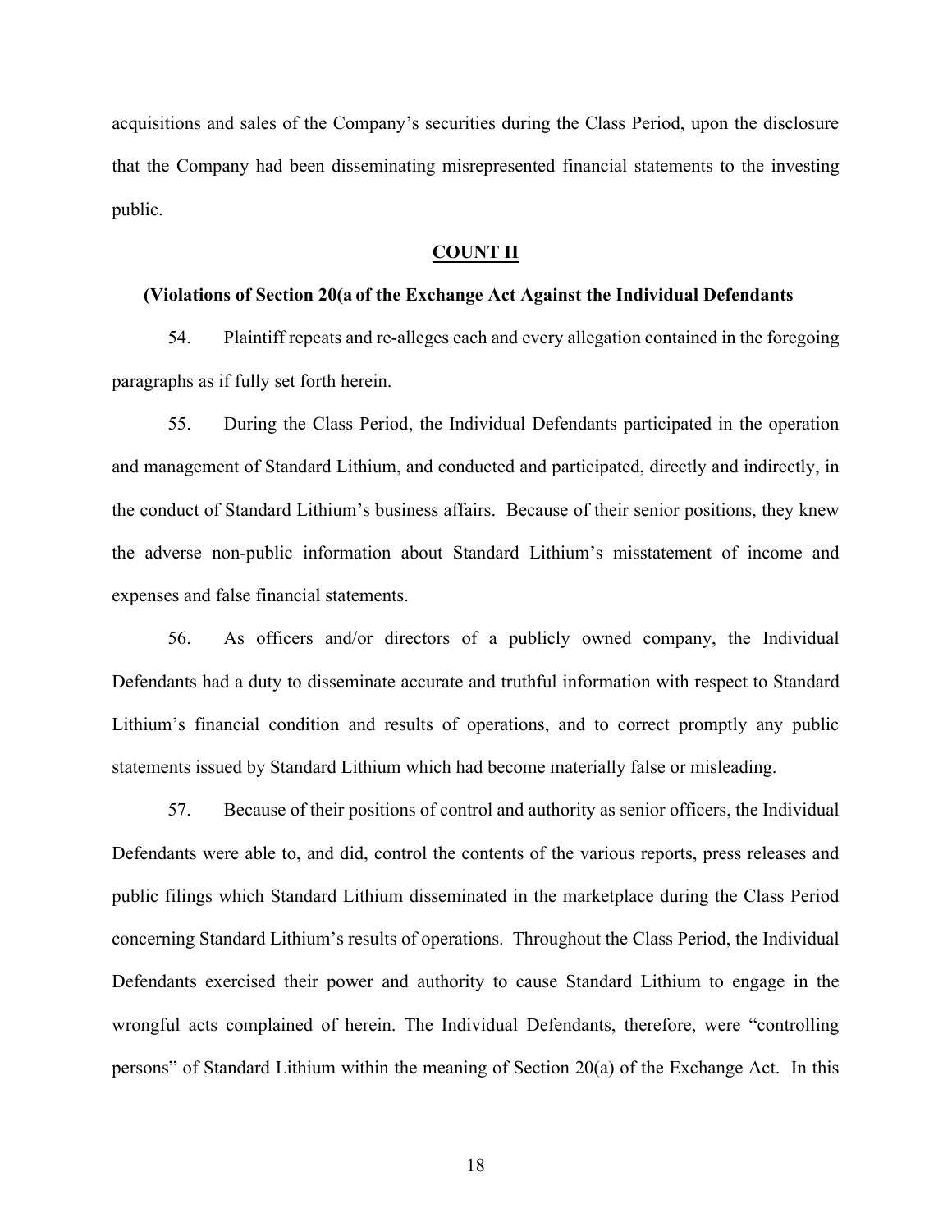acquisitions and sales of the Company's securities during the Class Period, upon the disclosure that the Company had been disseminating misrepresented financial statements to the investing public.

## COUNT II

**(Violations of Section 20(a of the Exchange Act Against the Individual Defendants**

54. Plaintiff repeats and re-alleges each and every allegation contained in the foregoing paragraphs as if fully set forth herein.

55. During the Class Period, the Individual Defendants participated in the operation and management of Standard Lithium, and conducted and participated, directly and indirectly, in the conduct of Standard Lithium's business affairs. Because of their senior positions, they knew the adverse non-public information about Standard Lithium's misstatement of income and expenses and false financial statements.

56. As officers and/or directors of a publicly owned company, the Individual Defendants had a duty to disseminate accurate and truthful information with respect to Standard Lithium's financial condition and results of operations, and to correct promptly any public statements issued by Standard Lithium which had become materially false or misleading.

57. Because of their positions of control and authority as senior officers, the Individual Defendants were able to, and did, control the contents of the various reports, press releases and public filings which Standard Lithium disseminated in the marketplace during the Class Period concerning Standard Lithium's results of operations. Throughout the Class Period, the Individual Defendants exercised their power and authority to cause Standard Lithium to engage in the wrongful acts complained of herein. The Individual Defendants, therefore, were "controlling persons" of Standard Lithium within the meaning of Section 20(a) of the Exchange Act. In this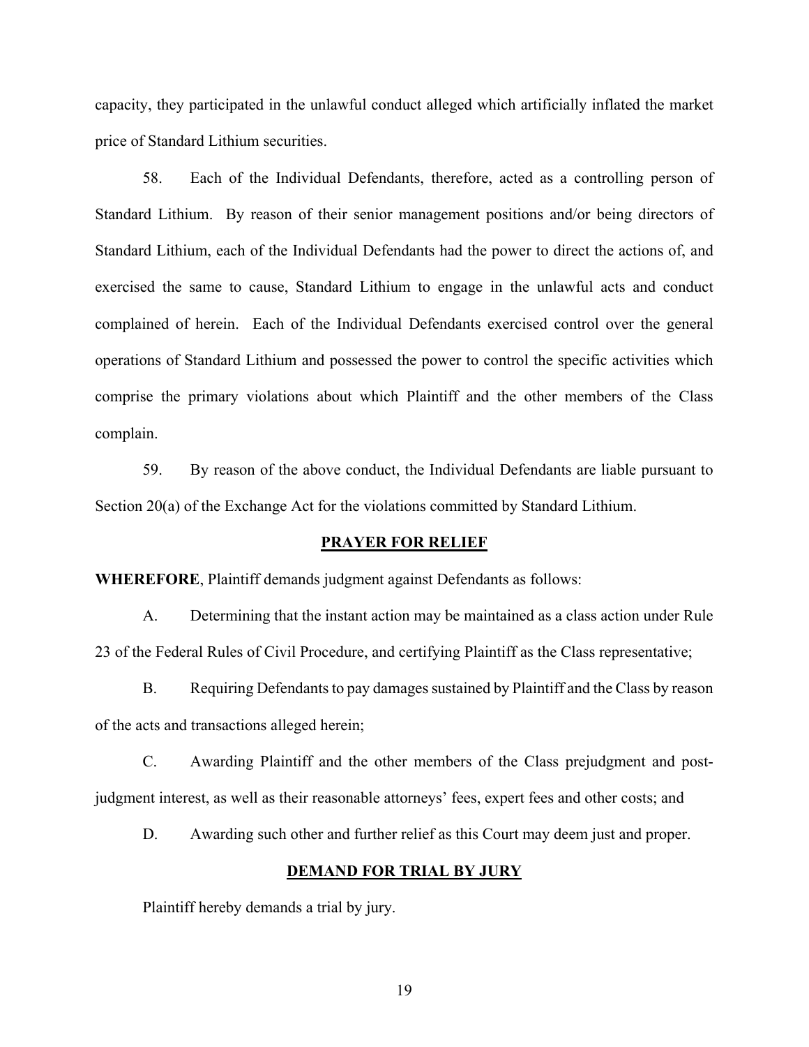capacity, they participated in the unlawful conduct alleged which artificially inflated the market price of Standard Lithium securities.

58. Each of the Individual Defendants, therefore, acted as a controlling person of Standard Lithium. By reason of their senior management positions and/or being directors of Standard Lithium, each of the Individual Defendants had the power to direct the actions of, and exercised the same to cause, Standard Lithium to engage in the unlawful acts and conduct complained of herein. Each of the Individual Defendants exercised control over the general operations of Standard Lithium and possessed the power to control the specific activities which comprise the primary violations about which Plaintiff and the other members of the Class complain.

59. By reason of the above conduct, the Individual Defendants are liable pursuant to Section 20(a) of the Exchange Act for the violations committed by Standard Lithium.

## PRAYER FOR RELIEF

**WHEREFORE**, Plaintiff demands judgment against Defendants as follows:

A. Determining that the instant action may be maintained as a class action under Rule 23 of the Federal Rules of Civil Procedure, and certifying Plaintiff as the Class representative;

B. Requiring Defendants to pay damages sustained by Plaintiff and the Class by reason of the acts and transactions alleged herein;

C. Awarding Plaintiff and the other members of the Class prejudgment and post-judgment interest, as well as their reasonable attorneys' fees, expert fees and other costs; and

D. Awarding such other and further relief as this Court may deem just and proper.

## DEMAND FOR TRIAL BY JURY

Plaintiff hereby demands a trial by jury.